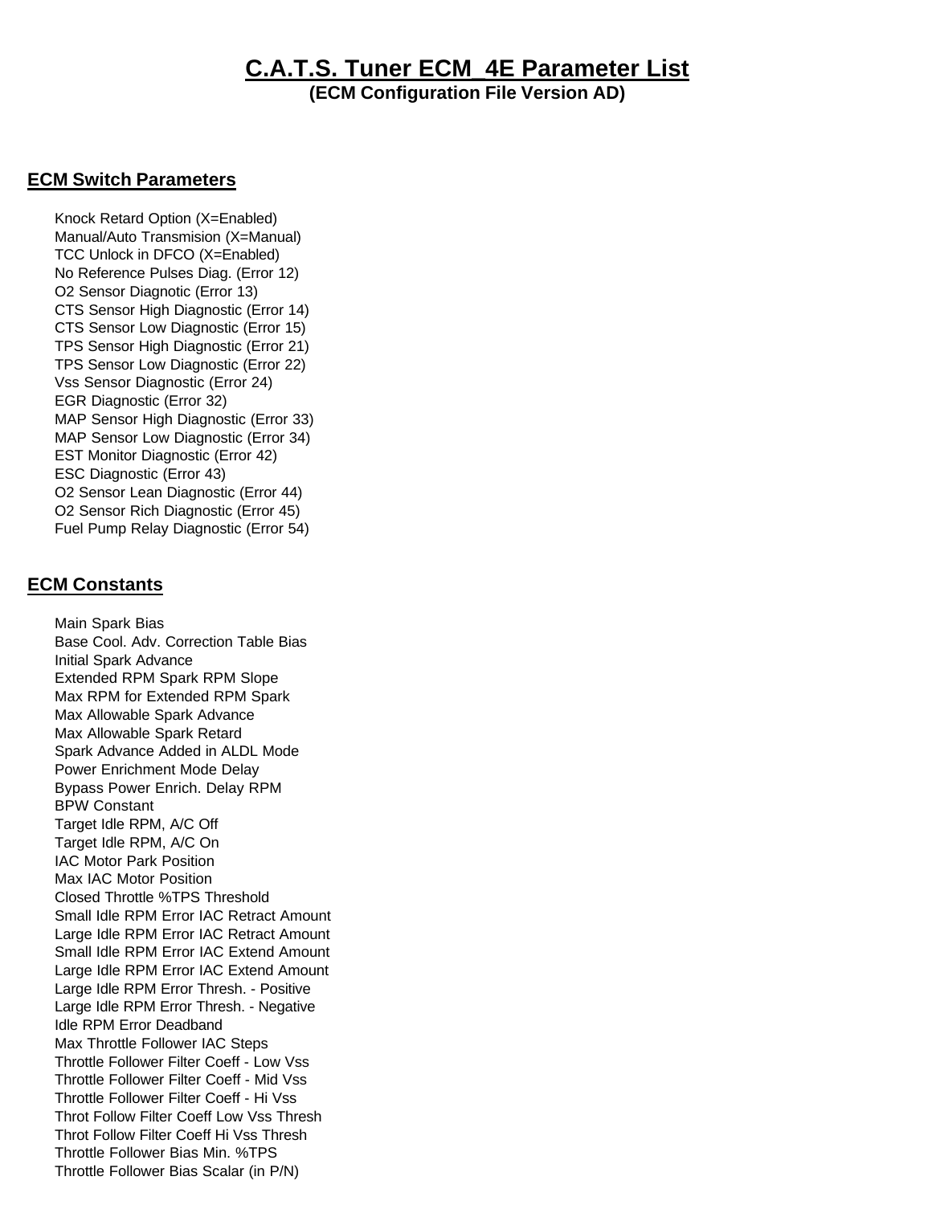# C.A.T.S. Tuner ECM 4E Parameter List

**(ECM Configuration File Version AD)**

## ECM Switch Parameters

- Knock Retard Option (X=Enabled)
- Manual/Auto Transmision (X=Manual)
- TCC Unlock in DFCO (X=Enabled)
- No Reference Pulses Diag. (Error 12)
- O2 Sensor Diagnotic (Error 13)
- CTS Sensor High Diagnostic (Error 14)
- CTS Sensor Low Diagnostic (Error 15)
- TPS Sensor High Diagnostic (Error 21)
- TPS Sensor Low Diagnostic (Error 22)
- Vss Sensor Diagnostic (Error 24)
- EGR Diagnostic (Error 32)
- MAP Sensor High Diagnostic (Error 33)
- MAP Sensor Low Diagnostic (Error 34)
- EST Monitor Diagnostic (Error 42)
- ESC Diagnostic (Error 43)
- O2 Sensor Lean Diagnostic (Error 44)
- O2 Sensor Rich Diagnostic (Error 45)
- Fuel Pump Relay Diagnostic (Error 54)

## ECM Constants

- Main Spark Bias
- Base Cool. Adv. Correction Table Bias
- Initial Spark Advance
- Extended RPM Spark RPM Slope
- Max RPM for Extended RPM Spark
- Max Allowable Spark Advance
- Max Allowable Spark Retard
- Spark Advance Added in ALDL Mode
- Power Enrichment Mode Delay
- Bypass Power Enrich. Delay RPM
- BPW Constant
- Target Idle RPM, A/C Off
- Target Idle RPM, A/C On
- IAC Motor Park Position
- Max IAC Motor Position
- Closed Throttle %TPS Threshold
- Small Idle RPM Error IAC Retract Amount
- Large Idle RPM Error IAC Retract Amount
- Small Idle RPM Error IAC Extend Amount
- Large Idle RPM Error IAC Extend Amount
- Large Idle RPM Error Thresh. - Positive
- Large Idle RPM Error Thresh. - Negative
- Idle RPM Error Deadband
- Max Throttle Follower IAC Steps
- Throttle Follower Filter Coeff - Low Vss
- Throttle Follower Filter Coeff - Mid Vss
- Throttle Follower Filter Coeff - Hi Vss
- Throt Follow Filter Coeff Low Vss Thresh
- Throt Follow Filter Coeff Hi Vss Thresh
- Throttle Follower Bias Min. %TPS
- Throttle Follower Bias Scalar (in P/N)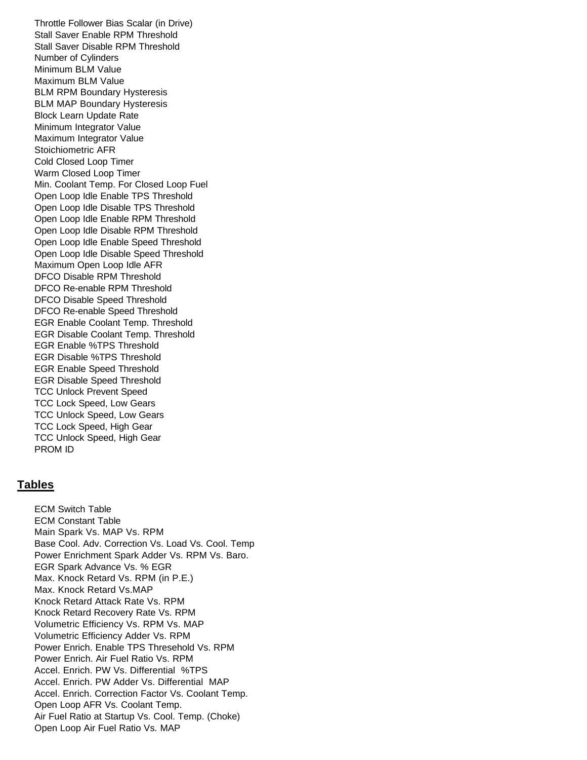Throttle Follower Bias Scalar (in Drive)
Stall Saver Enable RPM Threshold
Stall Saver Disable RPM Threshold
Number of Cylinders
Minimum BLM Value
Maximum BLM Value
BLM RPM Boundary Hysteresis
BLM MAP Boundary Hysteresis
Block Learn Update Rate
Minimum Integrator Value
Maximum Integrator Value
Stoichiometric AFR
Cold Closed Loop Timer
Warm Closed Loop Timer
Min. Coolant Temp. For Closed Loop Fuel
Open Loop Idle Enable TPS Threshold
Open Loop Idle Disable TPS Threshold
Open Loop Idle Enable RPM Threshold
Open Loop Idle Disable RPM Threshold
Open Loop Idle Enable Speed Threshold
Open Loop Idle Disable Speed Threshold
Maximum Open Loop Idle AFR
DFCO Disable RPM Threshold
DFCO Re-enable RPM Threshold
DFCO Disable Speed Threshold
DFCO Re-enable Speed Threshold
EGR Enable Coolant Temp. Threshold
EGR Disable Coolant Temp. Threshold
EGR Enable %TPS Threshold
EGR Disable %TPS Threshold
EGR Enable Speed Threshold
EGR Disable Speed Threshold
TCC Unlock Prevent Speed
TCC Lock Speed, Low Gears
TCC Unlock Speed, Low Gears
TCC Lock Speed, High Gear
TCC Unlock Speed, High Gear
PROM ID

## Tables

ECM Switch Table
ECM Constant Table
Main Spark Vs. MAP Vs. RPM
Base Cool. Adv. Correction Vs. Load Vs. Cool. Temp
Power Enrichment Spark Adder Vs. RPM Vs. Baro.
EGR Spark Advance Vs. % EGR
Max. Knock Retard Vs. RPM (in P.E.)
Max. Knock Retard Vs.MAP
Knock Retard Attack Rate Vs. RPM
Knock Retard Recovery Rate Vs. RPM
Volumetric Efficiency Vs. RPM Vs. MAP
Volumetric Efficiency Adder Vs. RPM
Power Enrich. Enable TPS Thresehold Vs. RPM
Power Enrich. Air Fuel Ratio Vs. RPM
Accel. Enrich. PW Vs. Differential %TPS
Accel. Enrich. PW Adder Vs. Differential MAP
Accel. Enrich. Correction Factor Vs. Coolant Temp.
Open Loop AFR Vs. Coolant Temp.
Air Fuel Ratio at Startup Vs. Cool. Temp. (Choke)
Open Loop Air Fuel Ratio Vs. MAP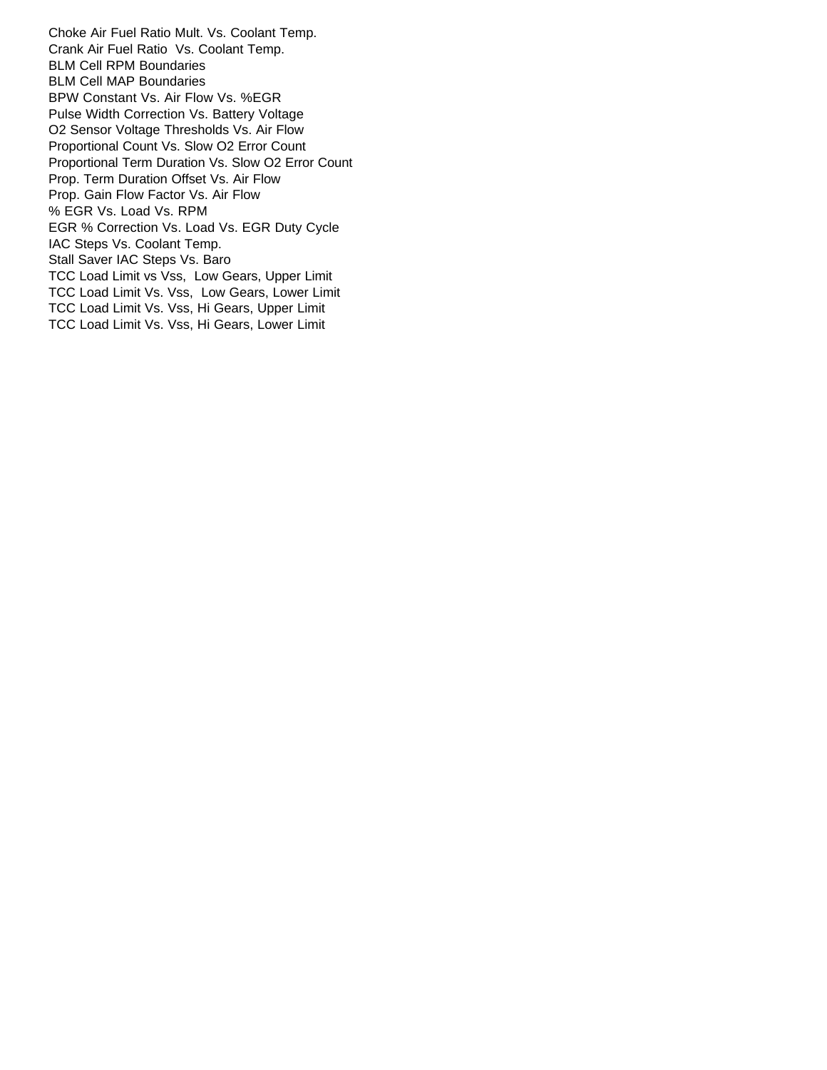Choke Air Fuel Ratio Mult. Vs. Coolant Temp.
Crank Air Fuel Ratio Vs. Coolant Temp.
BLM Cell RPM Boundaries
BLM Cell MAP Boundaries
BPW Constant Vs. Air Flow Vs. %EGR
Pulse Width Correction Vs. Battery Voltage
O2 Sensor Voltage Thresholds Vs. Air Flow
Proportional Count Vs. Slow O2 Error Count
Proportional Term Duration Vs. Slow O2 Error Count
Prop. Term Duration Offset Vs. Air Flow
Prop. Gain Flow Factor Vs. Air Flow
% EGR Vs. Load Vs. RPM
EGR % Correction Vs. Load Vs. EGR Duty Cycle
IAC Steps Vs. Coolant Temp.
Stall Saver IAC Steps Vs. Baro
TCC Load Limit vs Vss, Low Gears, Upper Limit
TCC Load Limit Vs. Vss, Low Gears, Lower Limit
TCC Load Limit Vs. Vss, Hi Gears, Upper Limit
TCC Load Limit Vs. Vss, Hi Gears, Lower Limit